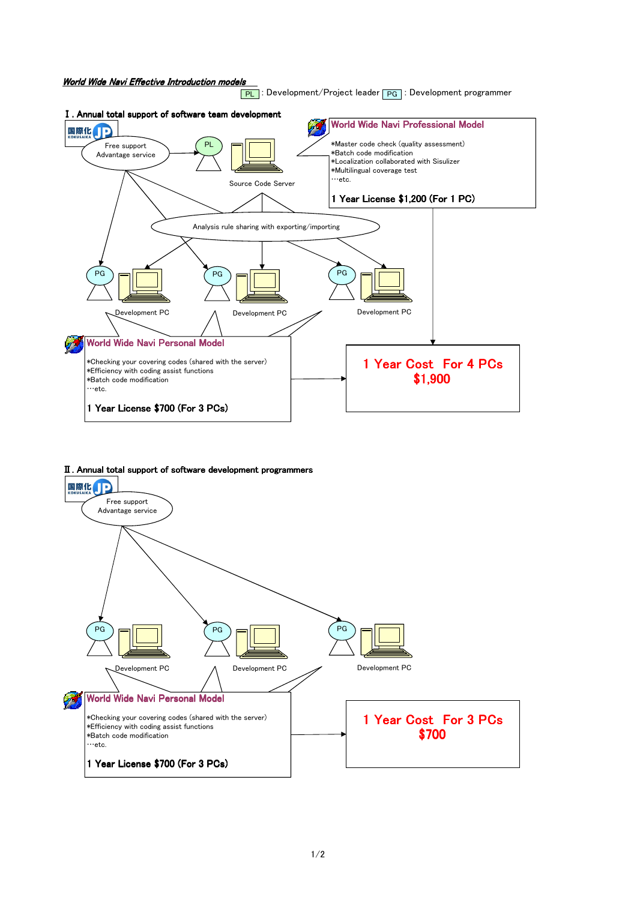***World Wide Navi Effective Introduction models***

PL : Development/Project leader PG : Development programmer

## Ⅰ. Annual total support of software team development

国際化 JP KOKUSAIKA

Free support
Advantage service

PL

Source Code Server

**World Wide Navi Professional Model**

*Master code check (quality assessment)
*Batch code modification
*Localization collaborated with Sisulizer
*Multilingual coverage test
…etc.

**1 Year License $1,200 (For 1 PC)**

Analysis rule sharing with exporting/importing

PG — Development PC

PG — Development PC

PG — Development PC

**World Wide Navi Personal Model**

*Checking your covering codes (shared with the server)
*Efficiency with coding assist functions
*Batch code modification
…etc.

**1 Year License $700 (For 3 PCs)**

**1 Year Cost For 4 PCs**
**$1,900**

## Ⅱ. Annual total support of software development programmers

国際化 JP KOKUSAIKA

Free support
Advantage service

PG — Development PC

PG — Development PC

PG — Development PC

**World Wide Navi Personal Model**

*Checking your covering codes (shared with the server)
*Efficiency with coding assist functions
*Batch code modification
…etc.

**1 Year License $700 (For 3 PCs)**

**1 Year Cost For 3 PCs**
**$700**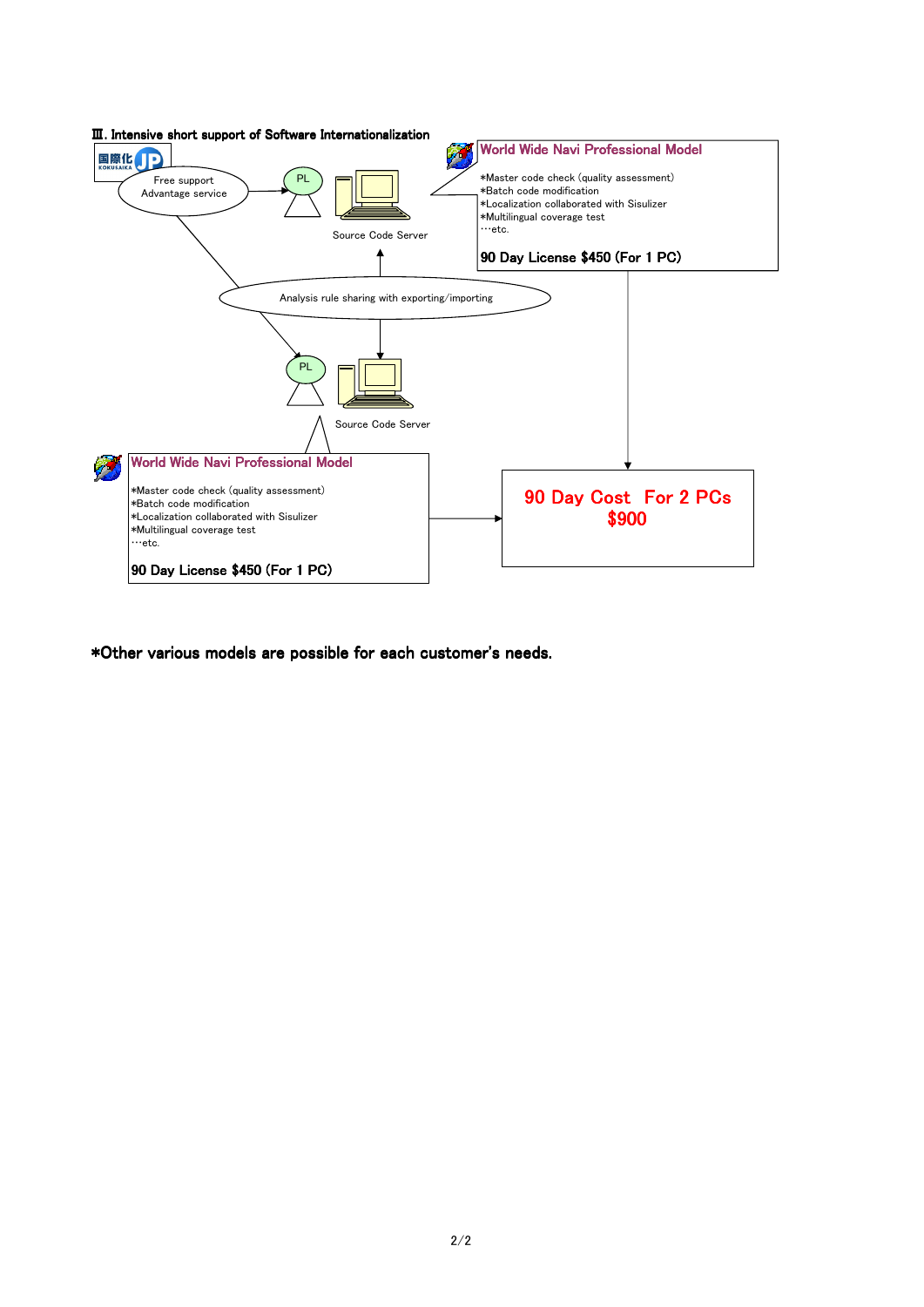### Ⅲ. Intensive short support of Software Internationalization

国際化 JP KOKUSAIKA

Free support
Advantage service

PL

Source Code Server

World Wide Navi Professional Model

*Master code check (quality assessment)
*Batch code modification
*Localization collaborated with Sisulizer
*Multilingual coverage test
…etc.

90 Day License $450 (For 1 PC)

Analysis rule sharing with exporting/importing

PL

Source Code Server

World Wide Navi Professional Model

*Master code check (quality assessment)
*Batch code modification
*Localization collaborated with Sisulizer
*Multilingual coverage test
…etc.

90 Day License $450 (For 1 PC)

90 Day Cost For 2 PCs
$900

*Other various models are possible for each customer's needs.